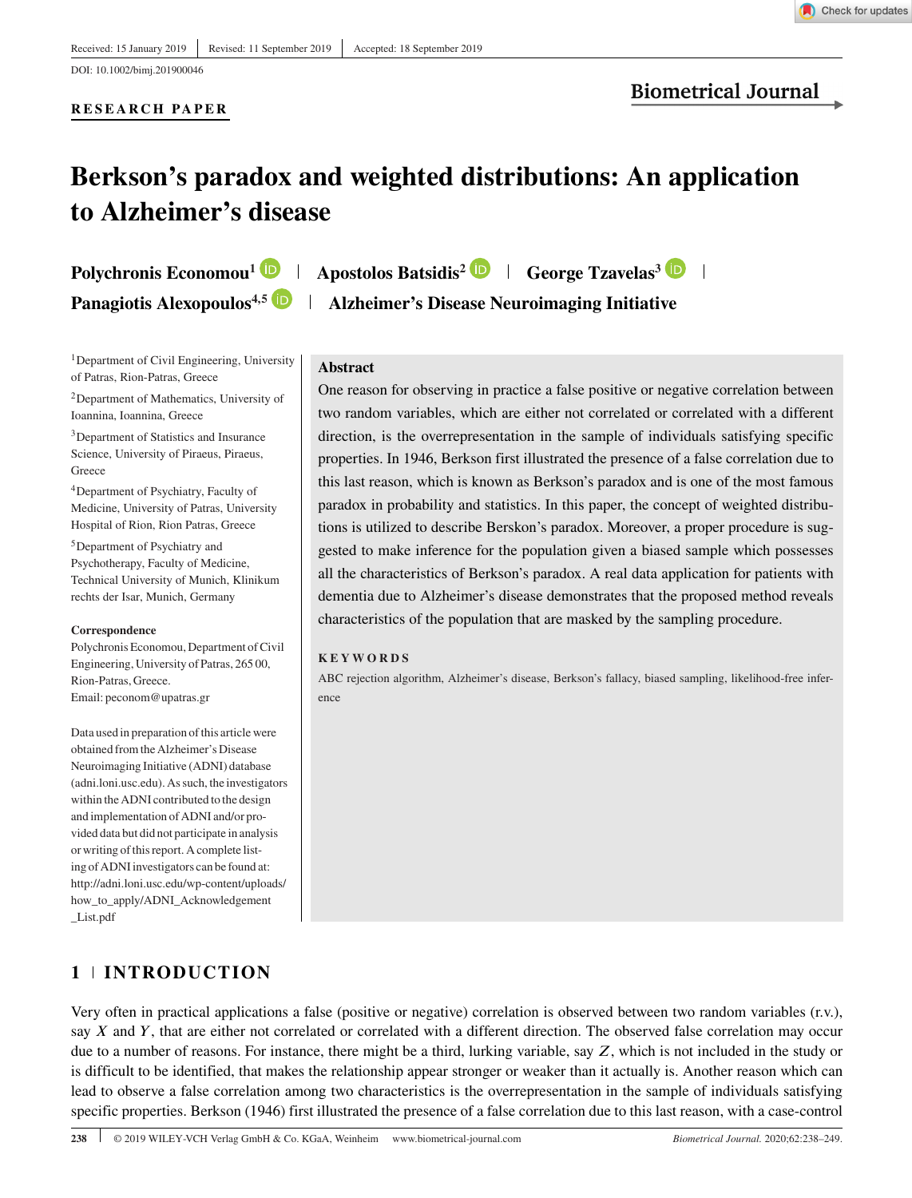Received: 15 January 2019 | Revised: 11 September 2019 | Accepted: 18 September 2019

DOI: 10.1002/bimj.201900046

**RESEARCH PAPER**

# Berkson's paradox and weighted distributions: An application to Alzheimer's disease

**Polychronis Economou[1] | Apostolos Batsidis[2] | George Tzavelas[3] | Panagiotis Alexopoulos[4,5] | Alzheimer's Disease Neuroimaging Initiative**

[1]Department of Civil Engineering, University of Patras, Rion-Patras, Greece

[2]Department of Mathematics, University of Ioannina, Ioannina, Greece

[3]Department of Statistics and Insurance Science, University of Piraeus, Piraeus, Greece

[4]Department of Psychiatry, Faculty of Medicine, University of Patras, University Hospital of Rion, Rion Patras, Greece

[5]Department of Psychiatry and Psychotherapy, Faculty of Medicine, Technical University of Munich, Klinikum rechts der Isar, Munich, Germany

**Correspondence**

Polychronis Economou, Department of Civil Engineering, University of Patras, 265 00, Rion-Patras, Greece.
Email: peconom@upatras.gr

Data used in preparation of this article were obtained from the Alzheimer's Disease Neuroimaging Initiative (ADNI) database (adni.loni.usc.edu). As such, the investigators within the ADNI contributed to the design and implementation of ADNI and/or provided data but did not participate in analysis or writing of this report. A complete listing of ADNI investigators can be found at: http://adni.loni.usc.edu/wp-content/uploads/how_to_apply/ADNI_Acknowledgement_List.pdf

**Abstract**

One reason for observing in practice a false positive or negative correlation between two random variables, which are either not correlated or correlated with a different direction, is the overrepresentation in the sample of individuals satisfying specific properties. In 1946, Berkson first illustrated the presence of a false correlation due to this last reason, which is known as Berkson's paradox and is one of the most famous paradox in probability and statistics. In this paper, the concept of weighted distributions is utilized to describe Berskon's paradox. Moreover, a proper procedure is suggested to make inference for the population given a biased sample which possesses all the characteristics of Berkson's paradox. A real data application for patients with dementia due to Alzheimer's disease demonstrates that the proposed method reveals characteristics of the population that are masked by the sampling procedure.

**KEYWORDS**

ABC rejection algorithm, Alzheimer's disease, Berkson's fallacy, biased sampling, likelihood-free inference

## 1 | INTRODUCTION

Very often in practical applications a false (positive or negative) correlation is observed between two random variables (r.v.), say $X$ and $Y$, that are either not correlated or correlated with a different direction. The observed false correlation may occur due to a number of reasons. For instance, there might be a third, lurking variable, say $Z$, which is not included in the study or is difficult to be identified, that makes the relationship appear stronger or weaker than it actually is. Another reason which can lead to observe a false correlation among two characteristics is the overrepresentation in the sample of individuals satisfying specific properties. Berkson (1946) first illustrated the presence of a false correlation due to this last reason, with a case-control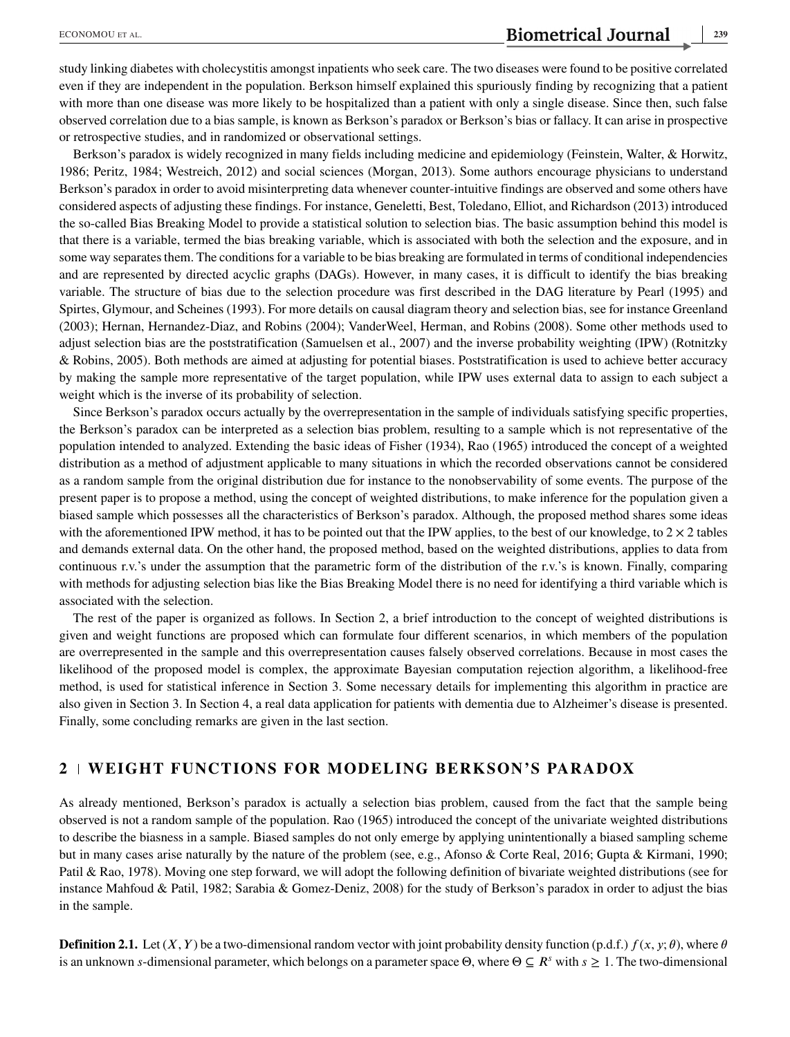study linking diabetes with cholecystitis amongst inpatients who seek care. The two diseases were found to be positive correlated even if they are independent in the population. Berkson himself explained this spuriously finding by recognizing that a patient with more than one disease was more likely to be hospitalized than a patient with only a single disease. Since then, such false observed correlation due to a bias sample, is known as Berkson's paradox or Berkson's bias or fallacy. It can arise in prospective or retrospective studies, and in randomized or observational settings.

Berkson's paradox is widely recognized in many fields including medicine and epidemiology (Feinstein, Walter, & Horwitz, 1986; Peritz, 1984; Westreich, 2012) and social sciences (Morgan, 2013). Some authors encourage physicians to understand Berkson's paradox in order to avoid misinterpreting data whenever counter-intuitive findings are observed and some others have considered aspects of adjusting these findings. For instance, Geneletti, Best, Toledano, Elliot, and Richardson (2013) introduced the so-called Bias Breaking Model to provide a statistical solution to selection bias. The basic assumption behind this model is that there is a variable, termed the bias breaking variable, which is associated with both the selection and the exposure, and in some way separates them. The conditions for a variable to be bias breaking are formulated in terms of conditional independencies and are represented by directed acyclic graphs (DAGs). However, in many cases, it is difficult to identify the bias breaking variable. The structure of bias due to the selection procedure was first described in the DAG literature by Pearl (1995) and Spirtes, Glymour, and Scheines (1993). For more details on causal diagram theory and selection bias, see for instance Greenland (2003); Hernan, Hernandez-Diaz, and Robins (2004); VanderWeel, Herman, and Robins (2008). Some other methods used to adjust selection bias are the poststratification (Samuelsen et al., 2007) and the inverse probability weighting (IPW) (Rotnitzky & Robins, 2005). Both methods are aimed at adjusting for potential biases. Poststratification is used to achieve better accuracy by making the sample more representative of the target population, while IPW uses external data to assign to each subject a weight which is the inverse of its probability of selection.

Since Berkson's paradox occurs actually by the overrepresentation in the sample of individuals satisfying specific properties, the Berkson's paradox can be interpreted as a selection bias problem, resulting to a sample which is not representative of the population intended to analyzed. Extending the basic ideas of Fisher (1934), Rao (1965) introduced the concept of a weighted distribution as a method of adjustment applicable to many situations in which the recorded observations cannot be considered as a random sample from the original distribution due for instance to the nonobservability of some events. The purpose of the present paper is to propose a method, using the concept of weighted distributions, to make inference for the population given a biased sample which possesses all the characteristics of Berkson's paradox. Although, the proposed method shares some ideas with the aforementioned IPW method, it has to be pointed out that the IPW applies, to the best of our knowledge, to $2 \times 2$ tables and demands external data. On the other hand, the proposed method, based on the weighted distributions, applies to data from continuous r.v.'s under the assumption that the parametric form of the distribution of the r.v.'s is known. Finally, comparing with methods for adjusting selection bias like the Bias Breaking Model there is no need for identifying a third variable which is associated with the selection.

The rest of the paper is organized as follows. In Section 2, a brief introduction to the concept of weighted distributions is given and weight functions are proposed which can formulate four different scenarios, in which members of the population are overrepresented in the sample and this overrepresentation causes falsely observed correlations. Because in most cases the likelihood of the proposed model is complex, the approximate Bayesian computation rejection algorithm, a likelihood-free method, is used for statistical inference in Section 3. Some necessary details for implementing this algorithm in practice are also given in Section 3. In Section 4, a real data application for patients with dementia due to Alzheimer's disease is presented. Finally, some concluding remarks are given in the last section.

## 2 | WEIGHT FUNCTIONS FOR MODELING BERKSON'S PARADOX

As already mentioned, Berkson's paradox is actually a selection bias problem, caused from the fact that the sample being observed is not a random sample of the population. Rao (1965) introduced the concept of the univariate weighted distributions to describe the biasness in a sample. Biased samples do not only emerge by applying unintentionally a biased sampling scheme but in many cases arise naturally by the nature of the problem (see, e.g., Afonso & Corte Real, 2016; Gupta & Kirmani, 1990; Patil & Rao, 1978). Moving one step forward, we will adopt the following definition of bivariate weighted distributions (see for instance Mahfoud & Patil, 1982; Sarabia & Gomez-Deniz, 2008) for the study of Berkson's paradox in order to adjust the bias in the sample.

**Definition 2.1.** Let $(X, Y)$ be a two-dimensional random vector with joint probability density function (p.d.f.) $f(x, y; \theta)$, where $\theta$ is an unknown $s$-dimensional parameter, which belongs on a parameter space $\Theta$, where $\Theta \subseteq R^s$ with $s \geq 1$. The two-dimensional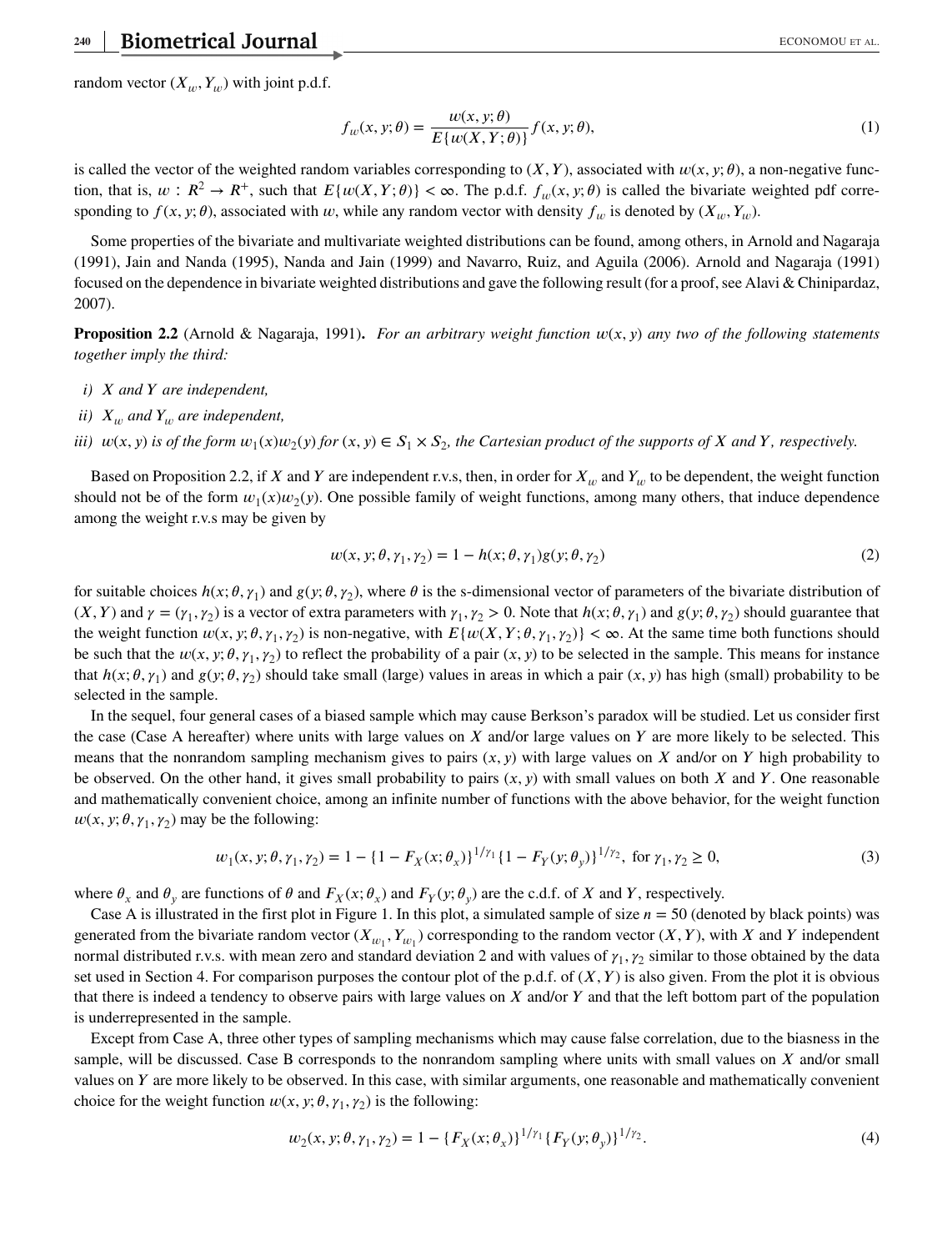random vector $(X_w, Y_w)$ with joint p.d.f.

$$f_w(x, y; \theta) = \frac{w(x, y; \theta)}{E\{w(X, Y; \theta)\}} f(x, y; \theta), \tag{1}$$

is called the vector of the weighted random variables corresponding to $(X, Y)$, associated with $w(x, y; \theta)$, a non-negative function, that is, $w : R^2 \to R^+$, such that $E\{w(X, Y; \theta)\} < \infty$. The p.d.f. $f_w(x, y; \theta)$ is called the bivariate weighted pdf corresponding to $f(x, y; \theta)$, associated with $w$, while any random vector with density $f_w$ is denoted by $(X_w, Y_w)$.

Some properties of the bivariate and multivariate weighted distributions can be found, among others, in Arnold and Nagaraja (1991), Jain and Nanda (1995), Nanda and Jain (1999) and Navarro, Ruiz, and Aguila (2006). Arnold and Nagaraja (1991) focused on the dependence in bivariate weighted distributions and gave the following result (for a proof, see Alavi & Chinipardaz, 2007).

**Proposition 2.2** (Arnold & Nagaraja, 1991)**.** *For an arbitrary weight function $w(x, y)$ any two of the following statements together imply the third:*

- *i) $X$ and $Y$ are independent,*
- *ii) $X_w$ and $Y_w$ are independent,*
- *iii) $w(x, y)$ is of the form $w_1(x)w_2(y)$ for $(x, y) \in S_1 \times S_2$, the Cartesian product of the supports of $X$ and $Y$, respectively.*

Based on Proposition 2.2, if $X$ and $Y$ are independent r.v.s, then, in order for $X_w$ and $Y_w$ to be dependent, the weight function should not be of the form $w_1(x)w_2(y)$. One possible family of weight functions, among many others, that induce dependence among the weight r.v.s may be given by

$$w(x, y; \theta, \gamma_1, \gamma_2) = 1 - h(x; \theta, \gamma_1)g(y; \theta, \gamma_2) \tag{2}$$

for suitable choices $h(x; \theta, \gamma_1)$ and $g(y; \theta, \gamma_2)$, where $\theta$ is the s-dimensional vector of parameters of the bivariate distribution of $(X, Y)$ and $\gamma = (\gamma_1, \gamma_2)$ is a vector of extra parameters with $\gamma_1, \gamma_2 > 0$. Note that $h(x; \theta, \gamma_1)$ and $g(y; \theta, \gamma_2)$ should guarantee that the weight function $w(x, y; \theta, \gamma_1, \gamma_2)$ is non-negative, with $E\{w(X, Y; \theta, \gamma_1, \gamma_2)\} < \infty$. At the same time both functions should be such that the $w(x, y; \theta, \gamma_1, \gamma_2)$ to reflect the probability of a pair $(x, y)$ to be selected in the sample. This means for instance that $h(x; \theta, \gamma_1)$ and $g(y; \theta, \gamma_2)$ should take small (large) values in areas in which a pair $(x, y)$ has high (small) probability to be selected in the sample.

In the sequel, four general cases of a biased sample which may cause Berkson's paradox will be studied. Let us consider first the case (Case A hereafter) where units with large values on $X$ and/or large values on $Y$ are more likely to be selected. This means that the nonrandom sampling mechanism gives to pairs $(x, y)$ with large values on $X$ and/or on $Y$ high probability to be observed. On the other hand, it gives small probability to pairs $(x, y)$ with small values on both $X$ and $Y$. One reasonable and mathematically convenient choice, among an infinite number of functions with the above behavior, for the weight function $w(x, y; \theta, \gamma_1, \gamma_2)$ may be the following:

$$w_1(x, y; \theta, \gamma_1, \gamma_2) = 1 - \{1 - F_X(x; \theta_x)\}^{1/\gamma_1}\{1 - F_Y(y; \theta_y)\}^{1/\gamma_2}, \text{ for } \gamma_1, \gamma_2 \geq 0, \tag{3}$$

where $\theta_x$ and $\theta_y$ are functions of $\theta$ and $F_X(x; \theta_x)$ and $F_Y(y; \theta_y)$ are the c.d.f. of $X$ and $Y$, respectively.

Case A is illustrated in the first plot in Figure 1. In this plot, a simulated sample of size $n = 50$ (denoted by black points) was generated from the bivariate random vector $(X_{w_1}, Y_{w_1})$ corresponding to the random vector $(X, Y)$, with $X$ and $Y$ independent normal distributed r.v.s. with mean zero and standard deviation 2 and with values of $\gamma_1, \gamma_2$ similar to those obtained by the data set used in Section 4. For comparison purposes the contour plot of the p.d.f. of $(X, Y)$ is also given. From the plot it is obvious that there is indeed a tendency to observe pairs with large values on $X$ and/or $Y$ and that the left bottom part of the population is underrepresented in the sample.

Except from Case A, three other types of sampling mechanisms which may cause false correlation, due to the biasness in the sample, will be discussed. Case B corresponds to the nonrandom sampling where units with small values on $X$ and/or small values on $Y$ are more likely to be observed. In this case, with similar arguments, one reasonable and mathematically convenient choice for the weight function $w(x, y; \theta, \gamma_1, \gamma_2)$ is the following:

$$w_2(x, y; \theta, \gamma_1, \gamma_2) = 1 - \{F_X(x; \theta_x)\}^{1/\gamma_1}\{F_Y(y; \theta_y)\}^{1/\gamma_2}. \tag{4}$$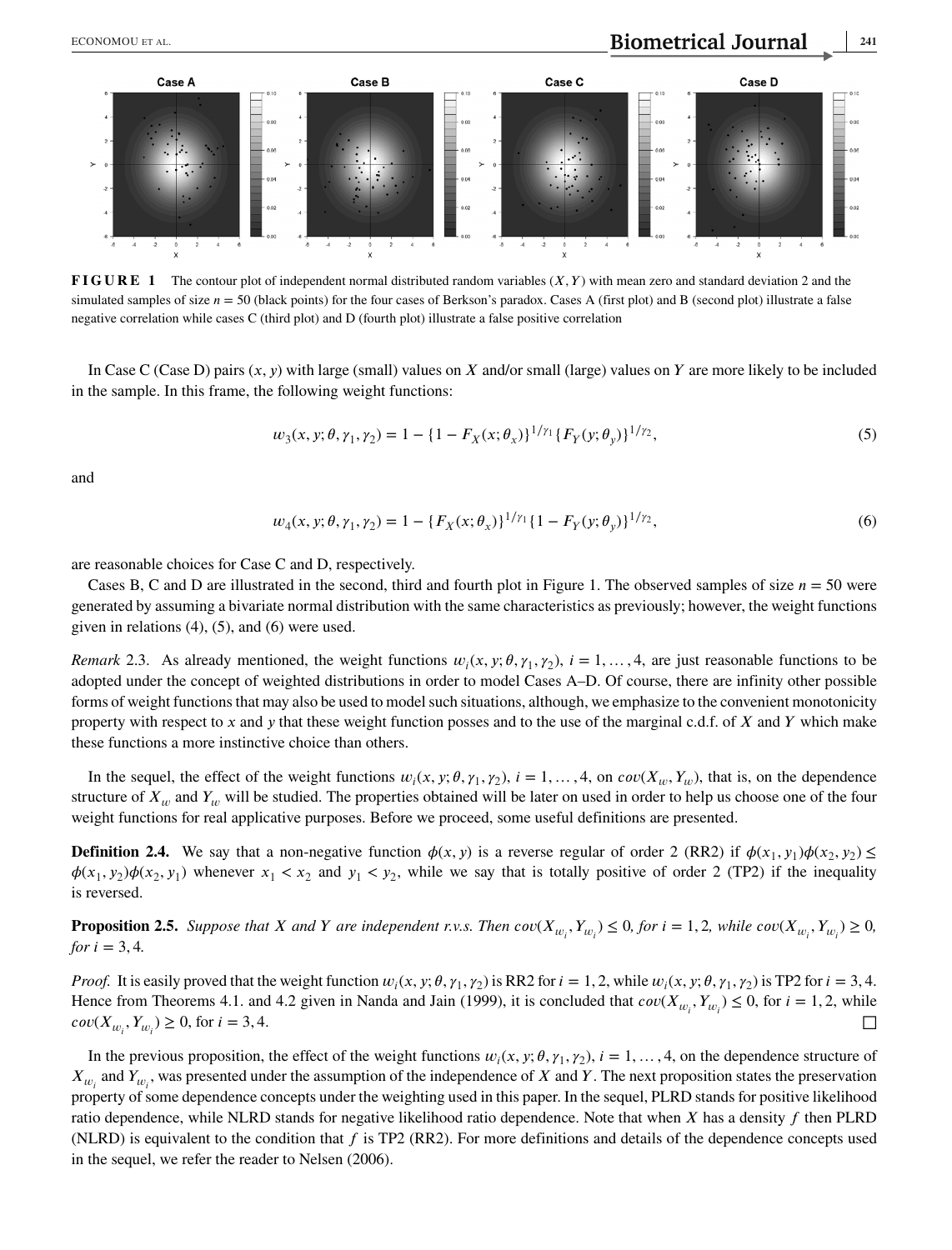**FIGURE 1** The contour plot of independent normal distributed random variables $(X, Y)$ with mean zero and standard deviation 2 and the simulated samples of size $n = 50$ (black points) for the four cases of Berkson's paradox. Cases A (first plot) and B (second plot) illustrate a false negative correlation while cases C (third plot) and D (fourth plot) illustrate a false positive correlation

In Case C (Case D) pairs $(x, y)$ with large (small) values on $X$ and/or small (large) values on $Y$ are more likely to be included in the sample. In this frame, the following weight functions:

$$w_3(x, y; \theta, \gamma_1, \gamma_2) = 1 - \{1 - F_X(x; \theta_x)\}^{1/\gamma_1}\{F_Y(y; \theta_y)\}^{1/\gamma_2}, \tag{5}$$

and

$$w_4(x, y; \theta, \gamma_1, \gamma_2) = 1 - \{F_X(x; \theta_x)\}^{1/\gamma_1}\{1 - F_Y(y; \theta_y)\}^{1/\gamma_2}, \tag{6}$$

are reasonable choices for Case C and D, respectively.

Cases B, C and D are illustrated in the second, third and fourth plot in Figure 1. The observed samples of size $n = 50$ were generated by assuming a bivariate normal distribution with the same characteristics as previously; however, the weight functions given in relations (4), (5), and (6) were used.

*Remark* 2.3. As already mentioned, the weight functions $w_i(x, y; \theta, \gamma_1, \gamma_2)$, $i = 1, \ldots, 4$, are just reasonable functions to be adopted under the concept of weighted distributions in order to model Cases A–D. Of course, there are infinity other possible forms of weight functions that may also be used to model such situations, although, we emphasize to the convenient monotonicity property with respect to $x$ and $y$ that these weight function posses and to the use of the marginal c.d.f. of $X$ and $Y$ which make these functions a more instinctive choice than others.

In the sequel, the effect of the weight functions $w_i(x, y; \theta, \gamma_1, \gamma_2)$, $i = 1, \ldots, 4$, on $cov(X_w, Y_w)$, that is, on the dependence structure of $X_w$ and $Y_w$ will be studied. The properties obtained will be later on used in order to help us choose one of the four weight functions for real applicative purposes. Before we proceed, some useful definitions are presented.

**Definition 2.4.** We say that a non-negative function $\phi(x, y)$ is a reverse regular of order 2 (RR2) if $\phi(x_1, y_1)\phi(x_2, y_2) \leq \phi(x_1, y_2)\phi(x_2, y_1)$ whenever $x_1 < x_2$ and $y_1 < y_2$, while we say that is totally positive of order 2 (TP2) if the inequality is reversed.

**Proposition 2.5.** *Suppose that $X$ and $Y$ are independent r.v.s. Then $cov(X_{w_i}, Y_{w_i}) \leq 0$, for $i = 1, 2$, while $cov(X_{w_i}, Y_{w_i}) \geq 0$, for $i = 3, 4$.*

*Proof.* It is easily proved that the weight function $w_i(x, y; \theta, \gamma_1, \gamma_2)$ is RR2 for $i = 1, 2$, while $w_i(x, y; \theta, \gamma_1, \gamma_2)$ is TP2 for $i = 3, 4$. Hence from Theorems 4.1. and 4.2 given in Nanda and Jain (1999), it is concluded that $cov(X_{w_i}, Y_{w_i}) \leq 0$, for $i = 1, 2$, while $cov(X_{w_i}, Y_{w_i}) \geq 0$, for $i = 3, 4$. □

In the previous proposition, the effect of the weight functions $w_i(x, y; \theta, \gamma_1, \gamma_2)$, $i = 1, \ldots, 4$, on the dependence structure of $X_{w_i}$ and $Y_{w_i}$, was presented under the assumption of the independence of $X$ and $Y$. The next proposition states the preservation property of some dependence concepts under the weighting used in this paper. In the sequel, PLRD stands for positive likelihood ratio dependence, while NLRD stands for negative likelihood ratio dependence. Note that when $X$ has a density $f$ then PLRD (NLRD) is equivalent to the condition that $f$ is TP2 (RR2). For more definitions and details of the dependence concepts used in the sequel, we refer the reader to Nelsen (2006).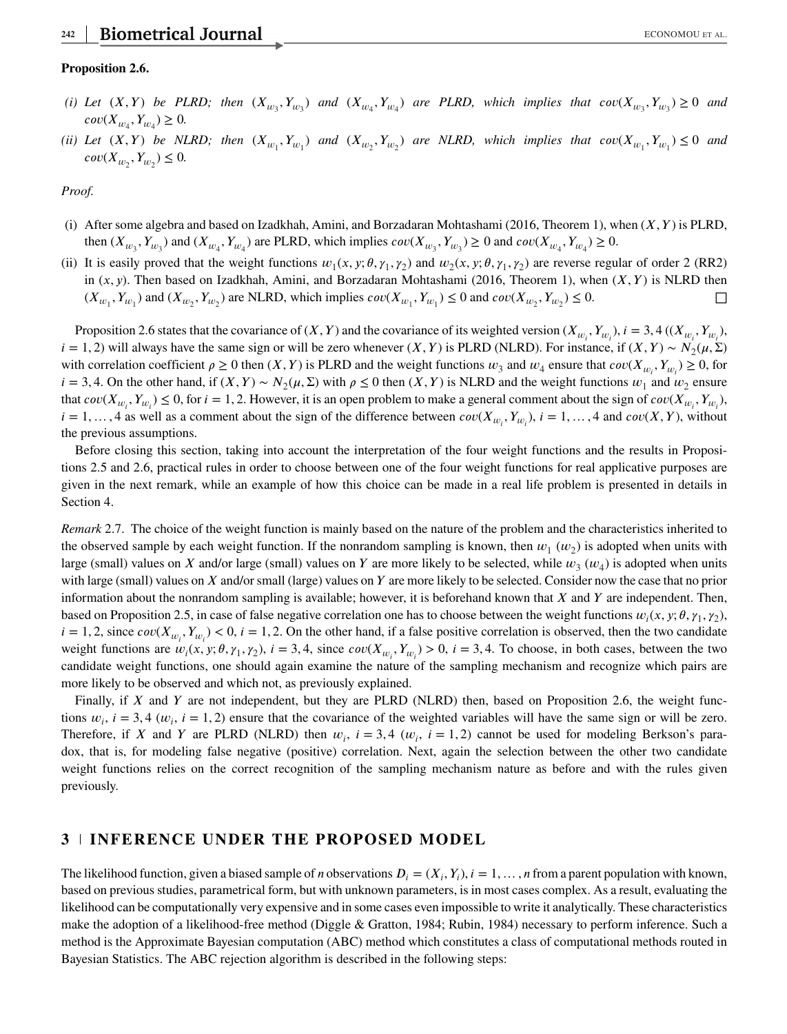**Proposition 2.6.**

*(i) Let $(X, Y)$ be PLRD; then $(X_{w_3}, Y_{w_3})$ and $(X_{w_4}, Y_{w_4})$ are PLRD, which implies that $cov(X_{w_3}, Y_{w_3}) \geq 0$ and $cov(X_{w_4}, Y_{w_4}) \geq 0$.*

*(ii) Let $(X, Y)$ be NLRD; then $(X_{w_1}, Y_{w_1})$ and $(X_{w_2}, Y_{w_2})$ are NLRD, which implies that $cov(X_{w_1}, Y_{w_1}) \leq 0$ and $cov(X_{w_2}, Y_{w_2}) \leq 0$.*

*Proof.*

(i) After some algebra and based on Izadkhah, Amini, and Borzadaran Mohtashami (2016, Theorem 1), when $(X, Y)$ is PLRD, then $(X_{w_3}, Y_{w_3})$ and $(X_{w_4}, Y_{w_4})$ are PLRD, which implies $cov(X_{w_3}, Y_{w_3}) \geq 0$ and $cov(X_{w_4}, Y_{w_4}) \geq 0$.

(ii) It is easily proved that the weight functions $w_1(x, y; \theta, \gamma_1, \gamma_2)$ and $w_2(x, y; \theta, \gamma_1, \gamma_2)$ are reverse regular of order 2 (RR2) in $(x, y)$. Then based on Izadkhah, Amini, and Borzadaran Mohtashami (2016, Theorem 1), when $(X, Y)$ is NLRD then $(X_{w_1}, Y_{w_1})$ and $(X_{w_2}, Y_{w_2})$ are NLRD, which implies $cov(X_{w_1}, Y_{w_1}) \leq 0$ and $cov(X_{w_2}, Y_{w_2}) \leq 0$. □

Proposition 2.6 states that the covariance of $(X, Y)$ and the covariance of its weighted version $(X_{w_i}, Y_{w_i})$, $i = 3, 4$ ($(X_{w_i}, Y_{w_i})$, $i = 1, 2$) will always have the same sign or will be zero whenever $(X, Y)$ is PLRD (NLRD). For instance, if $(X, Y) \sim N_2(\mu, \Sigma)$ with correlation coefficient $\rho \geq 0$ then $(X, Y)$ is PLRD and the weight functions $w_3$ and $w_4$ ensure that $cov(X_{w_i}, Y_{w_i}) \geq 0$, for $i = 3, 4$. On the other hand, if $(X, Y) \sim N_2(\mu, \Sigma)$ with $\rho \leq 0$ then $(X, Y)$ is NLRD and the weight functions $w_1$ and $w_2$ ensure that $cov(X_{w_i}, Y_{w_i}) \leq 0$, for $i = 1, 2$. However, it is an open problem to make a general comment about the sign of $cov(X_{w_i}, Y_{w_i})$, $i = 1, \ldots, 4$ as well as a comment about the sign of the difference between $cov(X_{w_i}, Y_{w_i})$, $i = 1, \ldots, 4$ and $cov(X, Y)$, without the previous assumptions.

Before closing this section, taking into account the interpretation of the four weight functions and the results in Propositions 2.5 and 2.6, practical rules in order to choose between one of the four weight functions for real applicative purposes are given in the next remark, while an example of how this choice can be made in a real life problem is presented in details in Section 4.

*Remark* 2.7. The choice of the weight function is mainly based on the nature of the problem and the characteristics inherited to the observed sample by each weight function. If the nonrandom sampling is known, then $w_1$ ($w_2$) is adopted when units with large (small) values on $X$ and/or large (small) values on $Y$ are more likely to be selected, while $w_3$ ($w_4$) is adopted when units with large (small) values on $X$ and/or small (large) values on $Y$ are more likely to be selected. Consider now the case that no prior information about the nonrandom sampling is available; however, it is beforehand known that $X$ and $Y$ are independent. Then, based on Proposition 2.5, in case of false negative correlation one has to choose between the weight functions $w_i(x, y; \theta, \gamma_1, \gamma_2)$, $i = 1, 2$, since $cov(X_{w_i}, Y_{w_i}) < 0$, $i = 1, 2$. On the other hand, if a false positive correlation is observed, then the two candidate weight functions are $w_i(x, y; \theta, \gamma_1, \gamma_2)$, $i = 3, 4$, since $cov(X_{w_i}, Y_{w_i}) > 0$, $i = 3, 4$. To choose, in both cases, between the two candidate weight functions, one should again examine the nature of the sampling mechanism and recognize which pairs are more likely to be observed and which not, as previously explained.

Finally, if $X$ and $Y$ are not independent, but they are PLRD (NLRD) then, based on Proposition 2.6, the weight functions $w_i$, $i = 3, 4$ ($w_i$, $i = 1, 2$) ensure that the covariance of the weighted variables will have the same sign or will be zero. Therefore, if $X$ and $Y$ are PLRD (NLRD) then $w_i$, $i = 3, 4$ ($w_i$, $i = 1, 2$) cannot be used for modeling Berkson's paradox, that is, for modeling false negative (positive) correlation. Next, again the selection between the other two candidate weight functions relies on the correct recognition of the sampling mechanism nature as before and with the rules given previously.

## 3 | INFERENCE UNDER THE PROPOSED MODEL

The likelihood function, given a biased sample of $n$ observations $D_i = (X_i, Y_i)$, $i = 1, \ldots, n$ from a parent population with known, based on previous studies, parametrical form, but with unknown parameters, is in most cases complex. As a result, evaluating the likelihood can be computationally very expensive and in some cases even impossible to write it analytically. These characteristics make the adoption of a likelihood-free method (Diggle & Gratton, 1984; Rubin, 1984) necessary to perform inference. Such a method is the Approximate Bayesian computation (ABC) method which constitutes a class of computational methods routed in Bayesian Statistics. The ABC rejection algorithm is described in the following steps: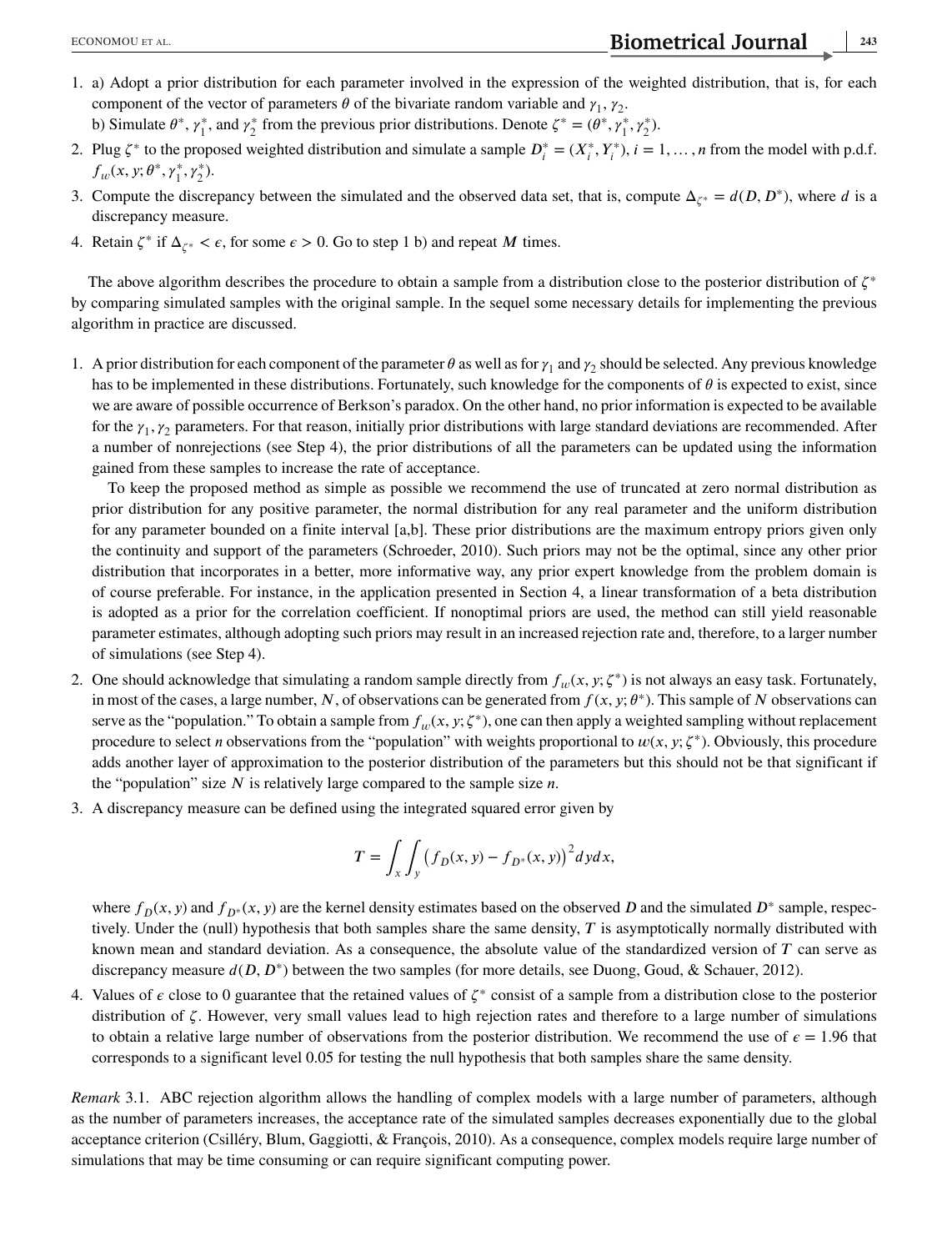1. a) Adopt a prior distribution for each parameter involved in the expression of the weighted distribution, that is, for each component of the vector of parameters $\theta$ of the bivariate random variable and $\gamma_1, \gamma_2$.
   b) Simulate $\theta^*$, $\gamma_1^*$, and $\gamma_2^*$ from the previous prior distributions. Denote $\zeta^* = (\theta^*, \gamma_1^*, \gamma_2^*)$.
2. Plug $\zeta^*$ to the proposed weighted distribution and simulate a sample $D_i^* = (X_i^*, Y_i^*)$, $i = 1, \ldots, n$ from the model with p.d.f. $f_w(x, y; \theta^*, \gamma_1^*, \gamma_2^*)$.
3. Compute the discrepancy between the simulated and the observed data set, that is, compute $\Delta_{\zeta^*} = d(D, D^*)$, where $d$ is a discrepancy measure.
4. Retain $\zeta^*$ if $\Delta_{\zeta^*} < \epsilon$, for some $\epsilon > 0$. Go to step 1 b) and repeat $M$ times.

The above algorithm describes the procedure to obtain a sample from a distribution close to the posterior distribution of $\zeta^*$ by comparing simulated samples with the original sample. In the sequel some necessary details for implementing the previous algorithm in practice are discussed.

1. A prior distribution for each component of the parameter $\theta$ as well as for $\gamma_1$ and $\gamma_2$ should be selected. Any previous knowledge has to be implemented in these distributions. Fortunately, such knowledge for the components of $\theta$ is expected to exist, since we are aware of possible occurrence of Berkson's paradox. On the other hand, no prior information is expected to be available for the $\gamma_1, \gamma_2$ parameters. For that reason, initially prior distributions with large standard deviations are recommended. After a number of nonrejections (see Step 4), the prior distributions of all the parameters can be updated using the information gained from these samples to increase the rate of acceptance.

   To keep the proposed method as simple as possible we recommend the use of truncated at zero normal distribution as prior distribution for any positive parameter, the normal distribution for any real parameter and the uniform distribution for any parameter bounded on a finite interval [a,b]. These prior distributions are the maximum entropy priors given only the continuity and support of the parameters (Schroeder, 2010). Such priors may not be the optimal, since any other prior distribution that incorporates in a better, more informative way, any prior expert knowledge from the problem domain is of course preferable. For instance, in the application presented in Section 4, a linear transformation of a beta distribution is adopted as a prior for the correlation coefficient. If nonoptimal priors are used, the method can still yield reasonable parameter estimates, although adopting such priors may result in an increased rejection rate and, therefore, to a larger number of simulations (see Step 4).
2. One should acknowledge that simulating a random sample directly from $f_w(x, y; \zeta^*)$ is not always an easy task. Fortunately, in most of the cases, a large number, $N$, of observations can be generated from $f(x, y; \theta^*)$. This sample of $N$ observations can serve as the "population." To obtain a sample from $f_w(x, y; \zeta^*)$, one can then apply a weighted sampling without replacement procedure to select $n$ observations from the "population" with weights proportional to $w(x, y; \zeta^*)$. Obviously, this procedure adds another layer of approximation to the posterior distribution of the parameters but this should not be that significant if the "population" size $N$ is relatively large compared to the sample size $n$.
3. A discrepancy measure can be defined using the integrated squared error given by

$$T = \int_x \int_y \left( f_D(x, y) - f_{D^*}(x, y) \right)^2 dy dx,$$

   where $f_D(x, y)$ and $f_{D^*}(x, y)$ are the kernel density estimates based on the observed $D$ and the simulated $D^*$ sample, respectively. Under the (null) hypothesis that both samples share the same density, $T$ is asymptotically normally distributed with known mean and standard deviation. As a consequence, the absolute value of the standardized version of $T$ can serve as discrepancy measure $d(D, D^*)$ between the two samples (for more details, see Duong, Goud, & Schauer, 2012).
4. Values of $\epsilon$ close to 0 guarantee that the retained values of $\zeta^*$ consist of a sample from a distribution close to the posterior distribution of $\zeta$. However, very small values lead to high rejection rates and therefore to a large number of simulations to obtain a relative large number of observations from the posterior distribution. We recommend the use of $\epsilon = 1.96$ that corresponds to a significant level 0.05 for testing the null hypothesis that both samples share the same density.

*Remark* 3.1. ABC rejection algorithm allows the handling of complex models with a large number of parameters, although as the number of parameters increases, the acceptance rate of the simulated samples decreases exponentially due to the global acceptance criterion (Csilléry, Blum, Gaggiotti, & François, 2010). As a consequence, complex models require large number of simulations that may be time consuming or can require significant computing power.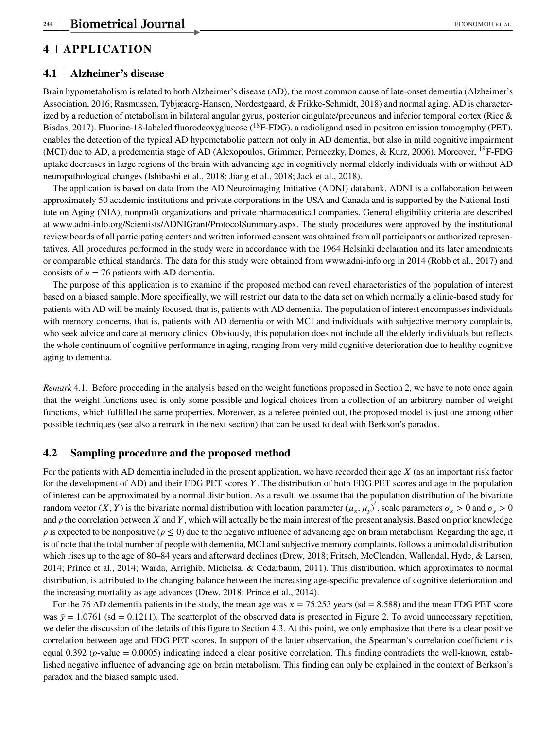## 4 | APPLICATION

### 4.1 | Alzheimer's disease

Brain hypometabolism is related to both Alzheimer's disease (AD), the most common cause of late-onset dementia (Alzheimer's Association, 2016; Rasmussen, Tybjæaerg-Hansen, Nordestgaard, & Frikke-Schmidt, 2018) and normal aging. AD is characterized by a reduction of metabolism in bilateral angular gyrus, posterior cingulate/precuneus and inferior temporal cortex (Rice & Bisdas, 2017). Fluorine-18-labeled fluorodeoxyglucose ($^{18}$F-FDG), a radioligand used in positron emission tomography (PET), enables the detection of the typical AD hypometabolic pattern not only in AD dementia, but also in mild cognitive impairment (MCI) due to AD, a predementia stage of AD (Alexopoulos, Grimmer, Perneczky, Domes, & Kurz, 2006). Moreover, $^{18}$F-FDG uptake decreases in large regions of the brain with advancing age in cognitively normal elderly individuals with or without AD neuropathological changes (Ishibashi et al., 2018; Jiang et al., 2018; Jack et al., 2018).

The application is based on data from the AD Neuroimaging Initiative (ADNI) databank. ADNI is a collaboration between approximately 50 academic institutions and private corporations in the USA and Canada and is supported by the National Institute on Aging (NIA), nonprofit organizations and private pharmaceutical companies. General eligibility criteria are described at www.adni-info.org/Scientists/ADNIGrant/ProtocolSummary.aspx. The study procedures were approved by the institutional review boards of all participating centers and written informed consent was obtained from all participants or authorized representatives. All procedures performed in the study were in accordance with the 1964 Helsinki declaration and its later amendments or comparable ethical standards. The data for this study were obtained from www.adni-info.org in 2014 (Robb et al., 2017) and consists of $n = 76$ patients with AD dementia.

The purpose of this application is to examine if the proposed method can reveal characteristics of the population of interest based on a biased sample. More specifically, we will restrict our data to the data set on which normally a clinic-based study for patients with AD will be mainly focused, that is, patients with AD dementia. The population of interest encompasses individuals with memory concerns, that is, patients with AD dementia or with MCI and individuals with subjective memory complaints, who seek advice and care at memory clinics. Obviously, this population does not include all the elderly individuals but reflects the whole continuum of cognitive performance in aging, ranging from very mild cognitive deterioration due to healthy cognitive aging to dementia.

*Remark* 4.1. Before proceeding in the analysis based on the weight functions proposed in Section 2, we have to note once again that the weight functions used is only some possible and logical choices from a collection of an arbitrary number of weight functions, which fulfilled the same properties. Moreover, as a referee pointed out, the proposed model is just one among other possible techniques (see also a remark in the next section) that can be used to deal with Berkson's paradox.

### 4.2 | Sampling procedure and the proposed method

For the patients with AD dementia included in the present application, we have recorded their age $X$ (as an important risk factor for the development of AD) and their FDG PET scores $Y$. The distribution of both FDG PET scores and age in the population of interest can be approximated by a normal distribution. As a result, we assume that the population distribution of the bivariate random vector $(X, Y)$ is the bivariate normal distribution with location parameter $(\mu_x, \mu_y)'$, scale parameters $\sigma_x > 0$ and $\sigma_y > 0$ and $\rho$ the correlation between $X$ and $Y$, which will actually be the main interest of the present analysis. Based on prior knowledge $\rho$ is expected to be nonpositive ($\rho \leq 0$) due to the negative influence of advancing age on brain metabolism. Regarding the age, it is of note that the total number of people with dementia, MCI and subjective memory complaints, follows a unimodal distribution which rises up to the age of 80–84 years and afterward declines (Drew, 2018; Fritsch, McClendon, Wallendal, Hyde, & Larsen, 2014; Prince et al., 2014; Warda, Arrighib, Michelsa, & Cedarbaum, 2011). This distribution, which approximates to normal distribution, is attributed to the changing balance between the increasing age-specific prevalence of cognitive deterioration and the increasing mortality as age advances (Drew, 2018; Prince et al., 2014).

For the 76 AD dementia patients in the study, the mean age was $\bar{x} = 75.253$ years (sd = 8.588) and the mean FDG PET score was $\bar{y} = 1.0761$ (sd = 0.1211). The scatterplot of the observed data is presented in Figure 2. To avoid unnecessary repetition, we defer the discussion of the details of this figure to Section 4.3. At this point, we only emphasize that there is a clear positive correlation between age and FDG PET scores. In support of the latter observation, the Spearman's correlation coefficient $r$ is equal 0.392 ($p$-value = 0.0005) indicating indeed a clear positive correlation. This finding contradicts the well-known, established negative influence of advancing age on brain metabolism. This finding can only be explained in the context of Berkson's paradox and the biased sample used.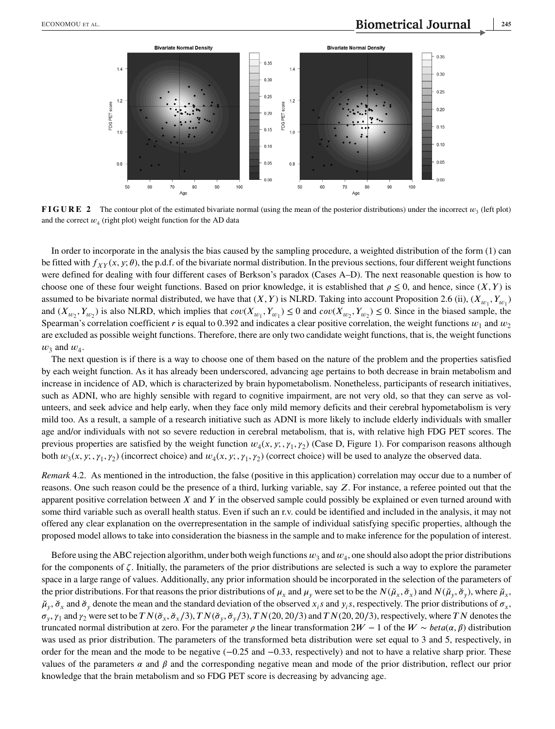**FIGURE 2** The contour plot of the estimated bivariate normal (using the mean of the posterior distributions) under the incorrect $w_3$ (left plot) and the correct $w_4$ (right plot) weight function for the AD data

In order to incorporate in the analysis the bias caused by the sampling procedure, a weighted distribution of the form (1) can be fitted with $f_{XY}(x, y; \theta)$, the p.d.f. of the bivariate normal distribution. In the previous sections, four different weight functions were defined for dealing with four different cases of Berkson's paradox (Cases A–D). The next reasonable question is how to choose one of these four weight functions. Based on prior knowledge, it is established that $\rho \leq 0$, and hence, since $(X, Y)$ is assumed to be bivariate normal distributed, we have that $(X, Y)$ is NLRD. Taking into account Proposition 2.6 (ii), $(X_{w_1}, Y_{w_1})$ and $(X_{w_2}, Y_{w_2})$ is also NLRD, which implies that $cov(X_{w_1}, Y_{w_1}) \leq 0$ and $cov(X_{w_2}, Y_{w_2}) \leq 0$. Since in the biased sample, the Spearman's correlation coefficient $r$ is equal to 0.392 and indicates a clear positive correlation, the weight functions $w_1$ and $w_2$ are excluded as possible weight functions. Therefore, there are only two candidate weight functions, that is, the weight functions $w_3$ and $w_4$.

The next question is if there is a way to choose one of them based on the nature of the problem and the properties satisfied by each weight function. As it has already been underscored, advancing age pertains to both decrease in brain metabolism and increase in incidence of AD, which is characterized by brain hypometabolism. Nonetheless, participants of research initiatives, such as ADNI, who are highly sensible with regard to cognitive impairment, are not very old, so that they can serve as volunteers, and seek advice and help early, when they face only mild memory deficits and their cerebral hypometabolism is very mild too. As a result, a sample of a research initiative such as ADNI is more likely to include elderly individuals with smaller age and/or individuals with not so severe reduction in cerebral metabolism, that is, with relative high FDG PET scores. The previous properties are satisfied by the weight function $w_4(x, y; , \gamma_1, \gamma_2)$ (Case D, Figure 1). For comparison reasons although both $w_3(x, y; , \gamma_1, \gamma_2)$ (incorrect choice) and $w_4(x, y; , \gamma_1, \gamma_2)$ (correct choice) will be used to analyze the observed data.

*Remark* 4.2. As mentioned in the introduction, the false (positive in this application) correlation may occur due to a number of reasons. One such reason could be the presence of a third, lurking variable, say $Z$. For instance, a referee pointed out that the apparent positive correlation between $X$ and $Y$ in the observed sample could possibly be explained or even turned around with some third variable such as overall health status. Even if such an r.v. could be identified and included in the analysis, it may not offered any clear explanation on the overrepresentation in the sample of individual satisfying specific properties, although the proposed model allows to take into consideration the biasness in the sample and to make inference for the population of interest.

Before using the ABC rejection algorithm, under both weigh functions $w_3$ and $w_4$, one should also adopt the prior distributions for the components of $\zeta$. Initially, the parameters of the prior distributions are selected is such a way to explore the parameter space in a large range of values. Additionally, any prior information should be incorporated in the selection of the parameters of the prior distributions. For that reasons the prior distributions of $\mu_x$ and $\mu_y$ were set to be the $N(\breve{\mu}_x, \breve{\sigma}_x)$ and $N(\breve{\mu}_y, \breve{\sigma}_y)$, where $\breve{\mu}_x$, $\breve{\mu}_y$, $\breve{\sigma}_x$ and $\breve{\sigma}_y$ denote the mean and the standard deviation of the observed $x_i s$ and $y_i s$, respectively. The prior distributions of $\sigma_x$, $\sigma_y$, $\gamma_1$ and $\gamma_2$ were set to be $TN(\breve{\sigma}_x, \breve{\sigma}_x/3)$, $TN(\breve{\sigma}_y, \breve{\sigma}_y/3)$, $TN(20, 20/3)$ and $TN(20, 20/3)$, respectively, where $TN$ denotes the truncated normal distribution at zero. For the parameter $\rho$ the linear transformation $2W - 1$ of the $W \sim beta(\alpha, \beta)$ distribution was used as prior distribution. The parameters of the transformed beta distribution were set equal to 3 and 5, respectively, in order for the mean and the mode to be negative ($-0.25$ and $-0.33$, respectively) and not to have a relative sharp prior. These values of the parameters $\alpha$ and $\beta$ and the corresponding negative mean and mode of the prior distribution, reflect our prior knowledge that the brain metabolism and so FDG PET score is decreasing by advancing age.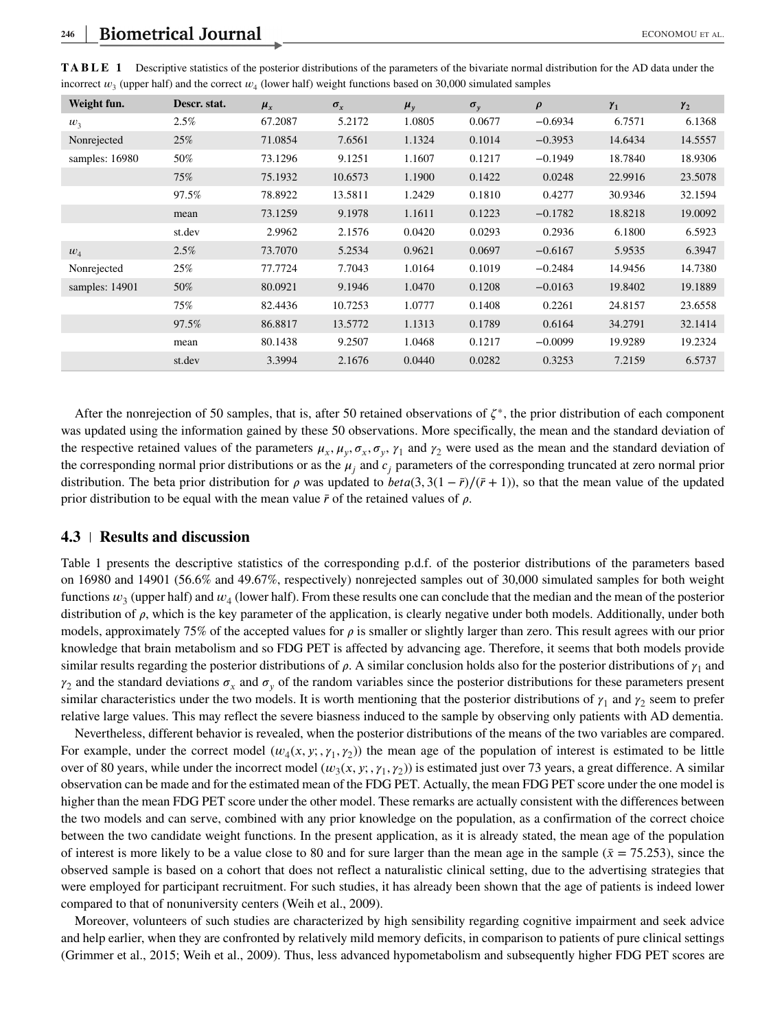**TABLE 1** Descriptive statistics of the posterior distributions of the parameters of the bivariate normal distribution for the AD data under the incorrect $w_3$ (upper half) and the correct $w_4$ (lower half) weight functions based on 30,000 simulated samples

| Weight fun. | Descr. stat. | $\mu_x$ | $\sigma_x$ | $\mu_y$ | $\sigma_y$ | $\rho$ | $\gamma_1$ | $\gamma_2$ |
|---|---|---|---|---|---|---|---|---|
| $w_3$ | 2.5% | 67.2087 | 5.2172 | 1.0805 | 0.0677 | −0.6934 | 6.7571 | 6.1368 |
| Nonrejected | 25% | 71.0854 | 7.6561 | 1.1324 | 0.1014 | −0.3953 | 14.6434 | 14.5557 |
| samples: 16980 | 50% | 73.1296 | 9.1251 | 1.1607 | 0.1217 | −0.1949 | 18.7840 | 18.9306 |
| | 75% | 75.1932 | 10.6573 | 1.1900 | 0.1422 | 0.0248 | 22.9916 | 23.5078 |
| | 97.5% | 78.8922 | 13.5811 | 1.2429 | 0.1810 | 0.4277 | 30.9346 | 32.1594 |
| | mean | 73.1259 | 9.1978 | 1.1611 | 0.1223 | −0.1782 | 18.8218 | 19.0092 |
| | st.dev | 2.9962 | 2.1576 | 0.0420 | 0.0293 | 0.2936 | 6.1800 | 6.5923 |
| $w_4$ | 2.5% | 73.7070 | 5.2534 | 0.9621 | 0.0697 | −0.6167 | 5.9535 | 6.3947 |
| Nonrejected | 25% | 77.7724 | 7.7043 | 1.0164 | 0.1019 | −0.2484 | 14.9456 | 14.7380 |
| samples: 14901 | 50% | 80.0921 | 9.1946 | 1.0470 | 0.1208 | −0.0163 | 19.8402 | 19.1889 |
| | 75% | 82.4436 | 10.7253 | 1.0777 | 0.1408 | 0.2261 | 24.8157 | 23.6558 |
| | 97.5% | 86.8817 | 13.5772 | 1.1313 | 0.1789 | 0.6164 | 34.2791 | 32.1414 |
| | mean | 80.1438 | 9.2507 | 1.0468 | 0.1217 | −0.0099 | 19.9289 | 19.2324 |
| | st.dev | 3.3994 | 2.1676 | 0.0440 | 0.0282 | 0.3253 | 7.2159 | 6.5737 |

After the nonrejection of 50 samples, that is, after 50 retained observations of $\zeta^*$, the prior distribution of each component was updated using the information gained by these 50 observations. More specifically, the mean and the standard deviation of the respective retained values of the parameters $\mu_x, \mu_y, \sigma_x, \sigma_y, \gamma_1$ and $\gamma_2$ were used as the mean and the standard deviation of the corresponding normal prior distributions or as the $\mu_j$ and $c_j$ parameters of the corresponding truncated at zero normal prior distribution. The beta prior distribution for $\rho$ was updated to $beta(3, 3(1-\bar{r})/(\bar{r}+1))$, so that the mean value of the updated prior distribution to be equal with the mean value $\bar{r}$ of the retained values of $\rho$.

## 4.3 | Results and discussion

Table 1 presents the descriptive statistics of the corresponding p.d.f. of the posterior distributions of the parameters based on 16980 and 14901 (56.6% and 49.67%, respectively) nonrejected samples out of 30,000 simulated samples for both weight functions $w_3$ (upper half) and $w_4$ (lower half). From these results one can conclude that the median and the mean of the posterior distribution of $\rho$, which is the key parameter of the application, is clearly negative under both models. Additionally, under both models, approximately 75% of the accepted values for $\rho$ is smaller or slightly larger than zero. This result agrees with our prior knowledge that brain metabolism and so FDG PET is affected by advancing age. Therefore, it seems that both models provide similar results regarding the posterior distributions of $\rho$. A similar conclusion holds also for the posterior distributions of $\gamma_1$ and $\gamma_2$ and the standard deviations $\sigma_x$ and $\sigma_y$ of the random variables since the posterior distributions for these parameters present similar characteristics under the two models. It is worth mentioning that the posterior distributions of $\gamma_1$ and $\gamma_2$ seem to prefer relative large values. This may reflect the severe biasness induced to the sample by observing only patients with AD dementia.

Nevertheless, different behavior is revealed, when the posterior distributions of the means of the two variables are compared. For example, under the correct model ($w_4(x, y; , \gamma_1, \gamma_2)$) the mean age of the population of interest is estimated to be little over of 80 years, while under the incorrect model ($w_3(x, y; , \gamma_1, \gamma_2)$) is estimated just over 73 years, a great difference. A similar observation can be made and for the estimated mean of the FDG PET. Actually, the mean FDG PET score under the one model is higher than the mean FDG PET score under the other model. These remarks are actually consistent with the differences between the two models and can serve, combined with any prior knowledge on the population, as a confirmation of the correct choice between the two candidate weight functions. In the present application, as it is already stated, the mean age of the population of interest is more likely to be a value close to 80 and for sure larger than the mean age in the sample ($\bar{x} = 75.253$), since the observed sample is based on a cohort that does not reflect a naturalistic clinical setting, due to the advertising strategies that were employed for participant recruitment. For such studies, it has already been shown that the age of patients is indeed lower compared to that of nonuniversity centers (Weih et al., 2009).

Moreover, volunteers of such studies are characterized by high sensibility regarding cognitive impairment and seek advice and help earlier, when they are confronted by relatively mild memory deficits, in comparison to patients of pure clinical settings (Grimmer et al., 2015; Weih et al., 2009). Thus, less advanced hypometabolism and subsequently higher FDG PET scores are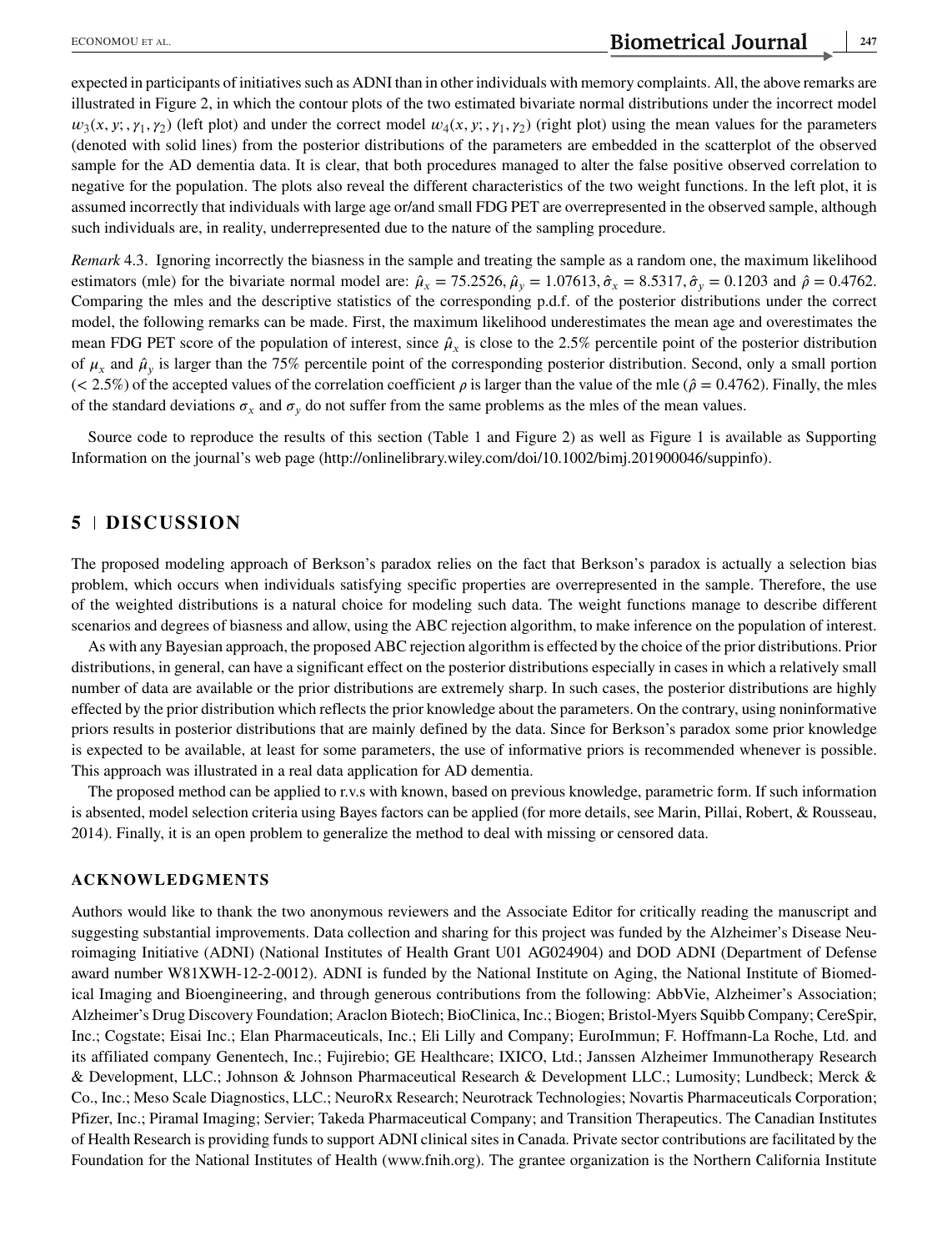expected in participants of initiatives such as ADNI than in other individuals with memory complaints. All, the above remarks are illustrated in Figure 2, in which the contour plots of the two estimated bivariate normal distributions under the incorrect model $w_3(x, y; , \gamma_1, \gamma_2)$ (left plot) and under the correct model $w_4(x, y; , \gamma_1, \gamma_2)$ (right plot) using the mean values for the parameters (denoted with solid lines) from the posterior distributions of the parameters are embedded in the scatterplot of the observed sample for the AD dementia data. It is clear, that both procedures managed to alter the false positive observed correlation to negative for the population. The plots also reveal the different characteristics of the two weight functions. In the left plot, it is assumed incorrectly that individuals with large age or/and small FDG PET are overrepresented in the observed sample, although such individuals are, in reality, underrepresented due to the nature of the sampling procedure.

*Remark* 4.3. Ignoring incorrectly the biasness in the sample and treating the sample as a random one, the maximum likelihood estimators (mle) for the bivariate normal model are: $\hat{\mu}_x = 75.2526, \hat{\mu}_y = 1.07613, \hat{\sigma}_x = 8.5317, \hat{\sigma}_y = 0.1203$ and $\hat{\rho} = 0.4762$. Comparing the mles and the descriptive statistics of the corresponding p.d.f. of the posterior distributions under the correct model, the following remarks can be made. First, the maximum likelihood underestimates the mean age and overestimates the mean FDG PET score of the population of interest, since $\hat{\mu}_x$ is close to the 2.5% percentile point of the posterior distribution of $\mu_x$ and $\hat{\mu}_y$ is larger than the 75% percentile point of the corresponding posterior distribution. Second, only a small portion ($< 2.5\%$) of the accepted values of the correlation coefficient $\rho$ is larger than the value of the mle ($\hat{\rho} = 0.4762$). Finally, the mles of the standard deviations $\sigma_x$ and $\sigma_y$ do not suffer from the same problems as the mles of the mean values.

Source code to reproduce the results of this section (Table 1 and Figure 2) as well as Figure 1 is available as Supporting Information on the journal's web page (http://onlinelibrary.wiley.com/doi/10.1002/bimj.201900046/suppinfo).

## 5 | DISCUSSION

The proposed modeling approach of Berkson's paradox relies on the fact that Berkson's paradox is actually a selection bias problem, which occurs when individuals satisfying specific properties are overrepresented in the sample. Therefore, the use of the weighted distributions is a natural choice for modeling such data. The weight functions manage to describe different scenarios and degrees of biasness and allow, using the ABC rejection algorithm, to make inference on the population of interest.

As with any Bayesian approach, the proposed ABC rejection algorithm is effected by the choice of the prior distributions. Prior distributions, in general, can have a significant effect on the posterior distributions especially in cases in which a relatively small number of data are available or the prior distributions are extremely sharp. In such cases, the posterior distributions are highly effected by the prior distribution which reflects the prior knowledge about the parameters. On the contrary, using noninformative priors results in posterior distributions that are mainly defined by the data. Since for Berkson's paradox some prior knowledge is expected to be available, at least for some parameters, the use of informative priors is recommended whenever is possible. This approach was illustrated in a real data application for AD dementia.

The proposed method can be applied to r.v.s with known, based on previous knowledge, parametric form. If such information is absented, model selection criteria using Bayes factors can be applied (for more details, see Marin, Pillai, Robert, & Rousseau, 2014). Finally, it is an open problem to generalize the method to deal with missing or censored data.

### ACKNOWLEDGMENTS

Authors would like to thank the two anonymous reviewers and the Associate Editor for critically reading the manuscript and suggesting substantial improvements. Data collection and sharing for this project was funded by the Alzheimer's Disease Neuroimaging Initiative (ADNI) (National Institutes of Health Grant U01 AG024904) and DOD ADNI (Department of Defense award number W81XWH-12-2-0012). ADNI is funded by the National Institute on Aging, the National Institute of Biomedical Imaging and Bioengineering, and through generous contributions from the following: AbbVie, Alzheimer's Association; Alzheimer's Drug Discovery Foundation; Araclon Biotech; BioClinica, Inc.; Biogen; Bristol-Myers Squibb Company; CereSpir, Inc.; Cogstate; Eisai Inc.; Elan Pharmaceuticals, Inc.; Eli Lilly and Company; EuroImmun; F. Hoffmann-La Roche, Ltd. and its affiliated company Genentech, Inc.; Fujirebio; GE Healthcare; IXICO, Ltd.; Janssen Alzheimer Immunotherapy Research & Development, LLC.; Johnson & Johnson Pharmaceutical Research & Development LLC.; Lumosity; Lundbeck; Merck & Co., Inc.; Meso Scale Diagnostics, LLC.; NeuroRx Research; Neurotrack Technologies; Novartis Pharmaceuticals Corporation; Pfizer, Inc.; Piramal Imaging; Servier; Takeda Pharmaceutical Company; and Transition Therapeutics. The Canadian Institutes of Health Research is providing funds to support ADNI clinical sites in Canada. Private sector contributions are facilitated by the Foundation for the National Institutes of Health (www.fnih.org). The grantee organization is the Northern California Institute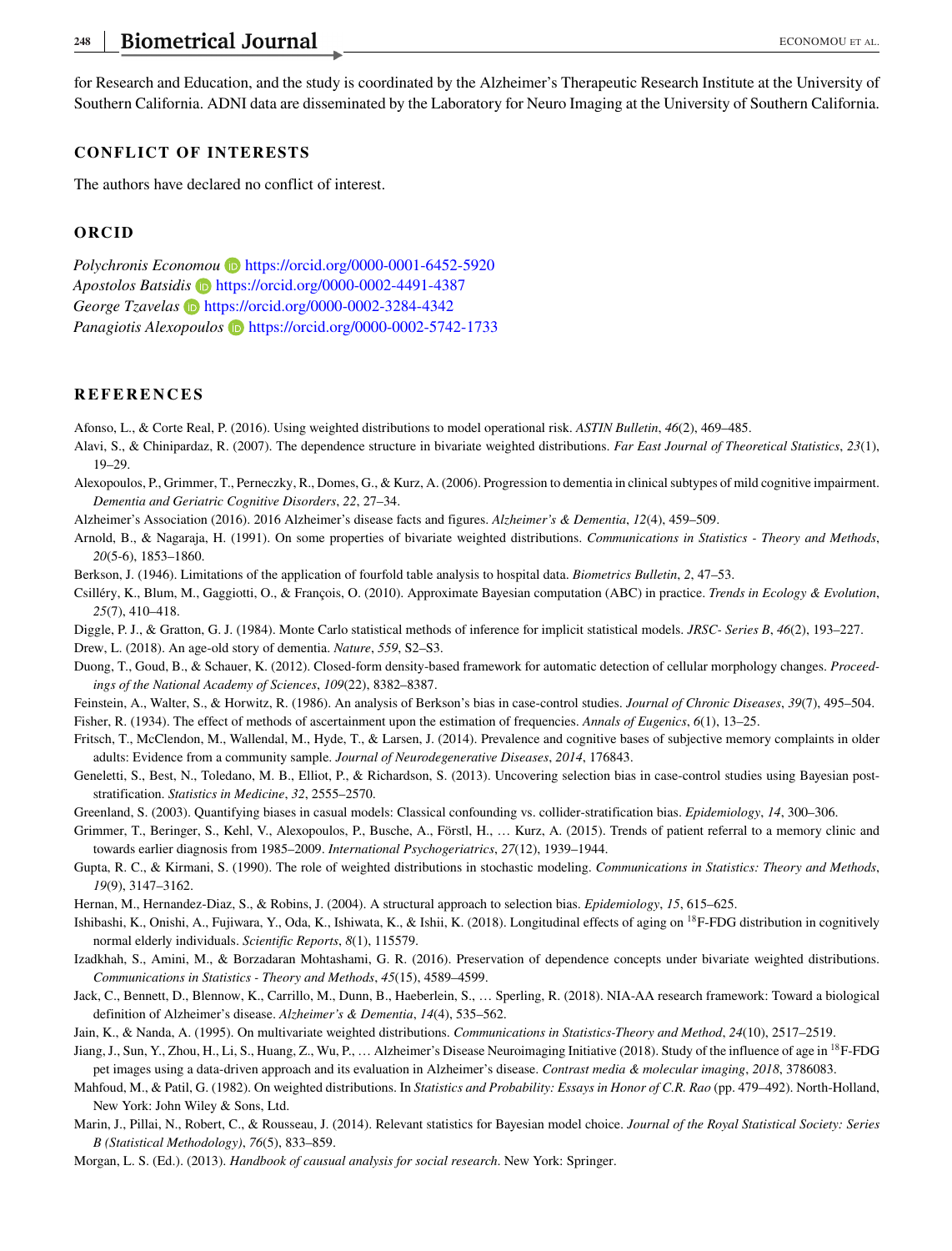for Research and Education, and the study is coordinated by the Alzheimer's Therapeutic Research Institute at the University of Southern California. ADNI data are disseminated by the Laboratory for Neuro Imaging at the University of Southern California.

## CONFLICT OF INTERESTS

The authors have declared no conflict of interest.

## ORCID

*Polychronis Economou* https://orcid.org/0000-0001-6452-5920
*Apostolos Batsidis* https://orcid.org/0000-0002-4491-4387
*George Tzavelas* https://orcid.org/0000-0002-3284-4342
*Panagiotis Alexopoulos* https://orcid.org/0000-0002-5742-1733

## REFERENCES

Afonso, L., & Corte Real, P. (2016). Using weighted distributions to model operational risk. *ASTIN Bulletin*, *46*(2), 469–485.

Alavi, S., & Chinipardaz, R. (2007). The dependence structure in bivariate weighted distributions. *Far East Journal of Theoretical Statistics*, *23*(1), 19–29.

Alexopoulos, P., Grimmer, T., Perneczky, R., Domes, G., & Kurz, A. (2006). Progression to dementia in clinical subtypes of mild cognitive impairment. *Dementia and Geriatric Cognitive Disorders*, *22*, 27–34.

Alzheimer's Association (2016). 2016 Alzheimer's disease facts and figures. *Alzheimer's & Dementia*, *12*(4), 459–509.

Arnold, B., & Nagaraja, H. (1991). On some properties of bivariate weighted distributions. *Communications in Statistics - Theory and Methods*, *20*(5-6), 1853–1860.

Berkson, J. (1946). Limitations of the application of fourfold table analysis to hospital data. *Biometrics Bulletin*, *2*, 47–53.

Csilléry, K., Blum, M., Gaggiotti, O., & François, O. (2010). Approximate Bayesian computation (ABC) in practice. *Trends in Ecology & Evolution*, *25*(7), 410–418.

Diggle, P. J., & Gratton, G. J. (1984). Monte Carlo statistical methods of inference for implicit statistical models. *JRSC- Series B*, *46*(2), 193–227.

Drew, L. (2018). An age-old story of dementia. *Nature*, *559*, S2–S3.

Duong, T., Goud, B., & Schauer, K. (2012). Closed-form density-based framework for automatic detection of cellular morphology changes. *Proceedings of the National Academy of Sciences*, *109*(22), 8382–8387.

Feinstein, A., Walter, S., & Horwitz, R. (1986). An analysis of Berkson's bias in case-control studies. *Journal of Chronic Diseases*, *39*(7), 495–504.

Fisher, R. (1934). The effect of methods of ascertainment upon the estimation of frequencies. *Annals of Eugenics*, *6*(1), 13–25.

Fritsch, T., McClendon, M., Wallendal, M., Hyde, T., & Larsen, J. (2014). Prevalence and cognitive bases of subjective memory complaints in older adults: Evidence from a community sample. *Journal of Neurodegenerative Diseases*, *2014*, 176843.

Geneletti, S., Best, N., Toledano, M. B., Elliot, P., & Richardson, S. (2013). Uncovering selection bias in case-control studies using Bayesian post-stratification. *Statistics in Medicine*, *32*, 2555–2570.

Greenland, S. (2003). Quantifying biases in casual models: Classical confounding vs. collider-stratification bias. *Epidemiology*, *14*, 300–306.

Grimmer, T., Beringer, S., Kehl, V., Alexopoulos, P., Busche, A., Förstl, H., … Kurz, A. (2015). Trends of patient referral to a memory clinic and towards earlier diagnosis from 1985–2009. *International Psychogeriatrics*, *27*(12), 1939–1944.

Gupta, R. C., & Kirmani, S. (1990). The role of weighted distributions in stochastic modeling. *Communications in Statistics: Theory and Methods*, *19*(9), 3147–3162.

Hernan, M., Hernandez-Diaz, S., & Robins, J. (2004). A structural approach to selection bias. *Epidemiology*, *15*, 615–625.

Ishibashi, K., Onishi, A., Fujiwara, Y., Oda, K., Ishiwata, K., & Ishii, K. (2018). Longitudinal effects of aging on $^{18}$F-FDG distribution in cognitively normal elderly individuals. *Scientific Reports*, *8*(1), 115579.

Izadkhah, S., Amini, M., & Borzadaran Mohtashami, G. R. (2016). Preservation of dependence concepts under bivariate weighted distributions. *Communications in Statistics - Theory and Methods*, *45*(15), 4589–4599.

Jack, C., Bennett, D., Blennow, K., Carrillo, M., Dunn, B., Haeberlein, S., … Sperling, R. (2018). NIA-AA research framework: Toward a biological definition of Alzheimer's disease. *Alzheimer's & Dementia*, *14*(4), 535–562.

Jain, K., & Nanda, A. (1995). On multivariate weighted distributions. *Communications in Statistics-Theory and Method*, *24*(10), 2517–2519.

Jiang, J., Sun, Y., Zhou, H., Li, S., Huang, Z., Wu, P., … Alzheimer's Disease Neuroimaging Initiative (2018). Study of the influence of age in $^{18}$F-FDG pet images using a data-driven approach and its evaluation in Alzheimer's disease. *Contrast media & molecular imaging*, *2018*, 3786083.

Mahfoud, M., & Patil, G. (1982). On weighted distributions. In *Statistics and Probability: Essays in Honor of C.R. Rao* (pp. 479–492). North-Holland, New York: John Wiley & Sons, Ltd.

Marin, J., Pillai, N., Robert, C., & Rousseau, J. (2014). Relevant statistics for Bayesian model choice. *Journal of the Royal Statistical Society: Series B (Statistical Methodology)*, *76*(5), 833–859.

Morgan, L. S. (Ed.). (2013). *Handbook of causual analysis for social research*. New York: Springer.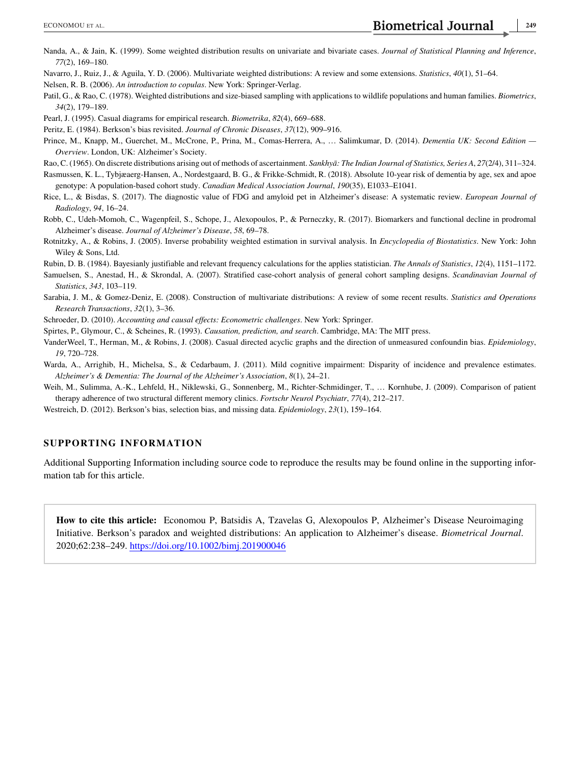Nanda, A., & Jain, K. (1999). Some weighted distribution results on univariate and bivariate cases. *Journal of Statistical Planning and Inference*, *77*(2), 169–180.

Navarro, J., Ruiz, J., & Aguila, Y. D. (2006). Multivariate weighted distributions: A review and some extensions. *Statistics*, *40*(1), 51–64.

Nelsen, R. B. (2006). *An introduction to copulas*. New York: Springer-Verlag.

Patil, G., & Rao, C. (1978). Weighted distributions and size-biased sampling with applications to wildlife populations and human families. *Biometrics*, *34*(2), 179–189.

Pearl, J. (1995). Casual diagrams for empirical research. *Biometrika*, *82*(4), 669–688.

Peritz, E. (1984). Berkson's bias revisited. *Journal of Chronic Diseases*, *37*(12), 909–916.

Prince, M., Knapp, M., Guerchet, M., McCrone, P., Prina, M., Comas-Herrera, A., … Salimkumar, D. (2014). *Dementia UK: Second Edition — Overview*. London, UK: Alzheimer's Society.

Rao, C. (1965). On discrete distributions arising out of methods of ascertainment. *Sankhyā: The Indian Journal of Statistics, Series A*, *27*(2/4), 311–324.

Rasmussen, K. L., Tybjæaerg-Hansen, A., Nordestgaard, B. G., & Frikke-Schmidt, R. (2018). Absolute 10-year risk of dementia by age, sex and apoe genotype: A population-based cohort study. *Canadian Medical Association Journal*, *190*(35), E1033–E1041.

Rice, L., & Bisdas, S. (2017). The diagnostic value of FDG and amyloid pet in Alzheimer's disease: A systematic review. *European Journal of Radiology*, *94*, 16–24.

Robb, C., Udeh-Momoh, C., Wagenpfeil, S., Schope, J., Alexopoulos, P., & Perneczky, R. (2017). Biomarkers and functional decline in prodromal Alzheimer's disease. *Journal of Alzheimer's Disease*, *58*, 69–78.

Rotnitzky, A., & Robins, J. (2005). Inverse probability weighted estimation in survival analysis. In *Encyclopedia of Biostatistics*. New York: John Wiley & Sons, Ltd.

Rubin, D. B. (1984). Bayesianly justifiable and relevant frequency calculations for the applies statistician. *The Annals of Statistics*, *12*(4), 1151–1172.

Samuelsen, S., Anestad, H., & Skrondal, A. (2007). Stratified case-cohort analysis of general cohort sampling designs. *Scandinavian Journal of Statistics*, *343*, 103–119.

Sarabia, J. M., & Gomez-Deniz, E. (2008). Construction of multivariate distributions: A review of some recent results. *Statistics and Operations Research Transactions*, *32*(1), 3–36.

Schroeder, D. (2010). *Accounting and causal effects: Econometric challenges*. New York: Springer.

Spirtes, P., Glymour, C., & Scheines, R. (1993). *Causation, prediction, and search*. Cambridge, MA: The MIT press.

VanderWeel, T., Herman, M., & Robins, J. (2008). Casual directed acyclic graphs and the direction of unmeasured confoundin bias. *Epidemiology*, *19*, 720–728.

Warda, A., Arrighib, H., Michelsa, S., & Cedarbaum, J. (2011). Mild cognitive impairment: Disparity of incidence and prevalence estimates. *Alzheimer's & Dementia: The Journal of the Alzheimer's Association*, *8*(1), 24–21.

Weih, M., Sulimma, A.-K., Lehfeld, H., Niklewski, G., Sonnenberg, M., Richter-Schmidinger, T., … Kornhube, J. (2009). Comparison of patient therapy adherence of two structural different memory clinics. *Fortschr Neurol Psychiatr*, *77*(4), 212–217.

Westreich, D. (2012). Berkson's bias, selection bias, and missing data. *Epidemiology*, *23*(1), 159–164.

## SUPPORTING INFORMATION

Additional Supporting Information including source code to reproduce the results may be found online in the supporting information tab for this article.

**How to cite this article:** Economou P, Batsidis A, Tzavelas G, Alexopoulos P, Alzheimer's Disease Neuroimaging Initiative. Berkson's paradox and weighted distributions: An application to Alzheimer's disease. *Biometrical Journal*. 2020;62:238–249. https://doi.org/10.1002/bimj.201900046